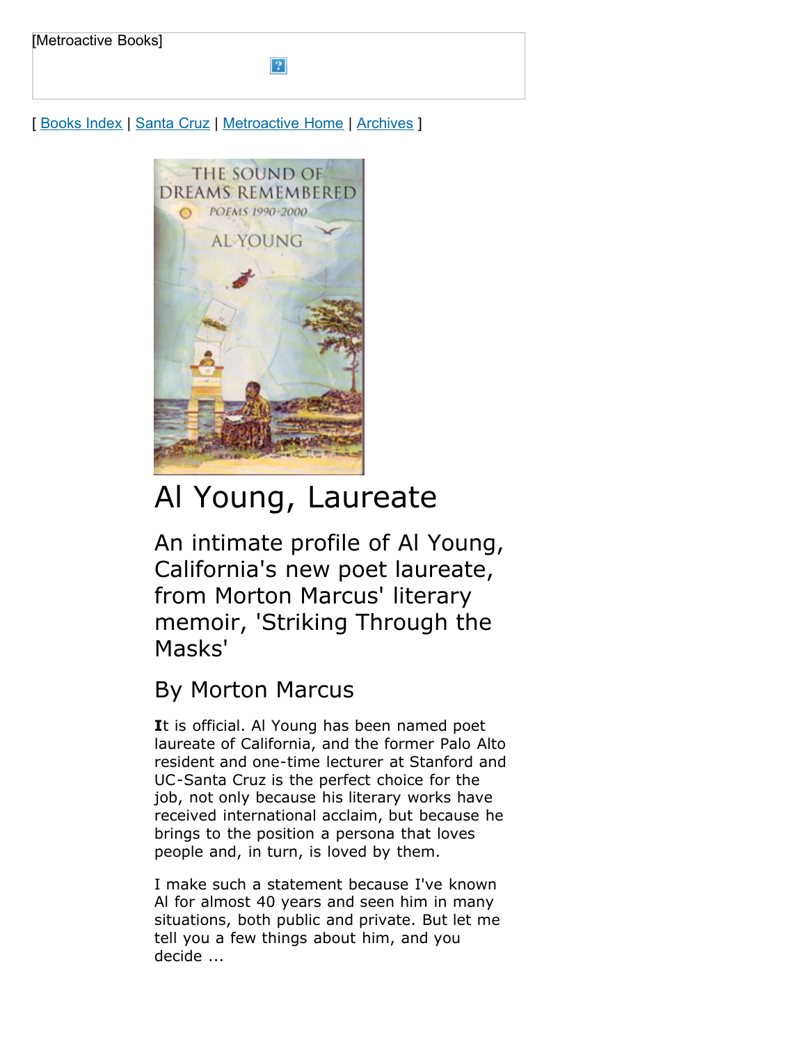[Metroactive Books]

[ Books Index | Santa Cruz | Metroactive Home | Archives ]

# Al Young, Laureate

## An intimate profile of Al Young, California's new poet laureate, from Morton Marcus' literary memoir, 'Striking Through the Masks'

### By Morton Marcus

**I**t is official. Al Young has been named poet laureate of California, and the former Palo Alto resident and one-time lecturer at Stanford and UC-Santa Cruz is the perfect choice for the job, not only because his literary works have received international acclaim, but because he brings to the position a persona that loves people and, in turn, is loved by them.

I make such a statement because I've known Al for almost 40 years and seen him in many situations, both public and private. But let me tell you a few things about him, and you decide ...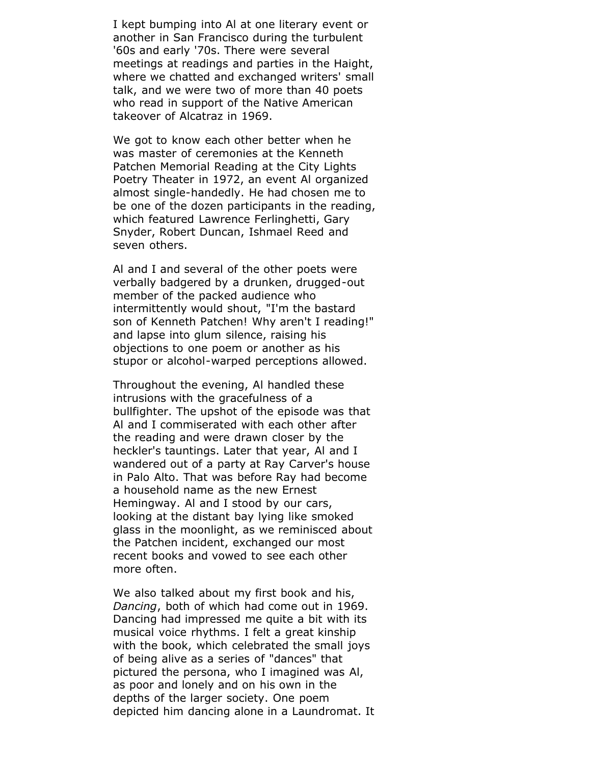I kept bumping into Al at one literary event or another in San Francisco during the turbulent '60s and early '70s. There were several meetings at readings and parties in the Haight, where we chatted and exchanged writers' small talk, and we were two of more than 40 poets who read in support of the Native American takeover of Alcatraz in 1969.

We got to know each other better when he was master of ceremonies at the Kenneth Patchen Memorial Reading at the City Lights Poetry Theater in 1972, an event Al organized almost single-handedly. He had chosen me to be one of the dozen participants in the reading, which featured Lawrence Ferlinghetti, Gary Snyder, Robert Duncan, Ishmael Reed and seven others.

Al and I and several of the other poets were verbally badgered by a drunken, drugged-out member of the packed audience who intermittently would shout, "I'm the bastard son of Kenneth Patchen! Why aren't I reading!" and lapse into glum silence, raising his objections to one poem or another as his stupor or alcohol-warped perceptions allowed.

Throughout the evening, Al handled these intrusions with the gracefulness of a bullfighter. The upshot of the episode was that Al and I commiserated with each other after the reading and were drawn closer by the heckler's tauntings. Later that year, Al and I wandered out of a party at Ray Carver's house in Palo Alto. That was before Ray had become a household name as the new Ernest Hemingway. Al and I stood by our cars, looking at the distant bay lying like smoked glass in the moonlight, as we reminisced about the Patchen incident, exchanged our most recent books and vowed to see each other more often.

We also talked about my first book and his, *Dancing*, both of which had come out in 1969. Dancing had impressed me quite a bit with its musical voice rhythms. I felt a great kinship with the book, which celebrated the small joys of being alive as a series of "dances" that pictured the persona, who I imagined was Al, as poor and lonely and on his own in the depths of the larger society. One poem depicted him dancing alone in a Laundromat. It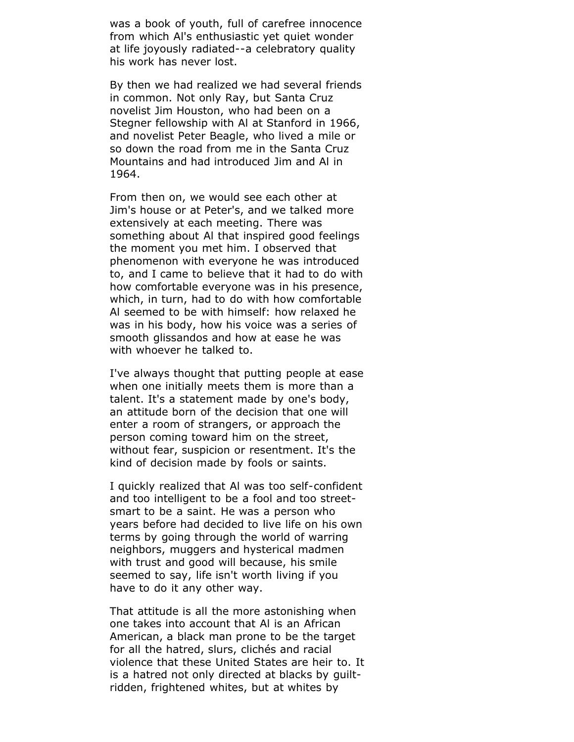was a book of youth, full of carefree innocence from which Al's enthusiastic yet quiet wonder at life joyously radiated--a celebratory quality his work has never lost.

By then we had realized we had several friends in common. Not only Ray, but Santa Cruz novelist Jim Houston, who had been on a Stegner fellowship with Al at Stanford in 1966, and novelist Peter Beagle, who lived a mile or so down the road from me in the Santa Cruz Mountains and had introduced Jim and Al in 1964.

From then on, we would see each other at Jim's house or at Peter's, and we talked more extensively at each meeting. There was something about Al that inspired good feelings the moment you met him. I observed that phenomenon with everyone he was introduced to, and I came to believe that it had to do with how comfortable everyone was in his presence, which, in turn, had to do with how comfortable Al seemed to be with himself: how relaxed he was in his body, how his voice was a series of smooth glissandos and how at ease he was with whoever he talked to.

I've always thought that putting people at ease when one initially meets them is more than a talent. It's a statement made by one's body, an attitude born of the decision that one will enter a room of strangers, or approach the person coming toward him on the street, without fear, suspicion or resentment. It's the kind of decision made by fools or saints.

I quickly realized that Al was too self-confident and too intelligent to be a fool and too street-smart to be a saint. He was a person who years before had decided to live life on his own terms by going through the world of warring neighbors, muggers and hysterical madmen with trust and good will because, his smile seemed to say, life isn't worth living if you have to do it any other way.

That attitude is all the more astonishing when one takes into account that Al is an African American, a black man prone to be the target for all the hatred, slurs, clichés and racial violence that these United States are heir to. It is a hatred not only directed at blacks by guilt-ridden, frightened whites, but at whites by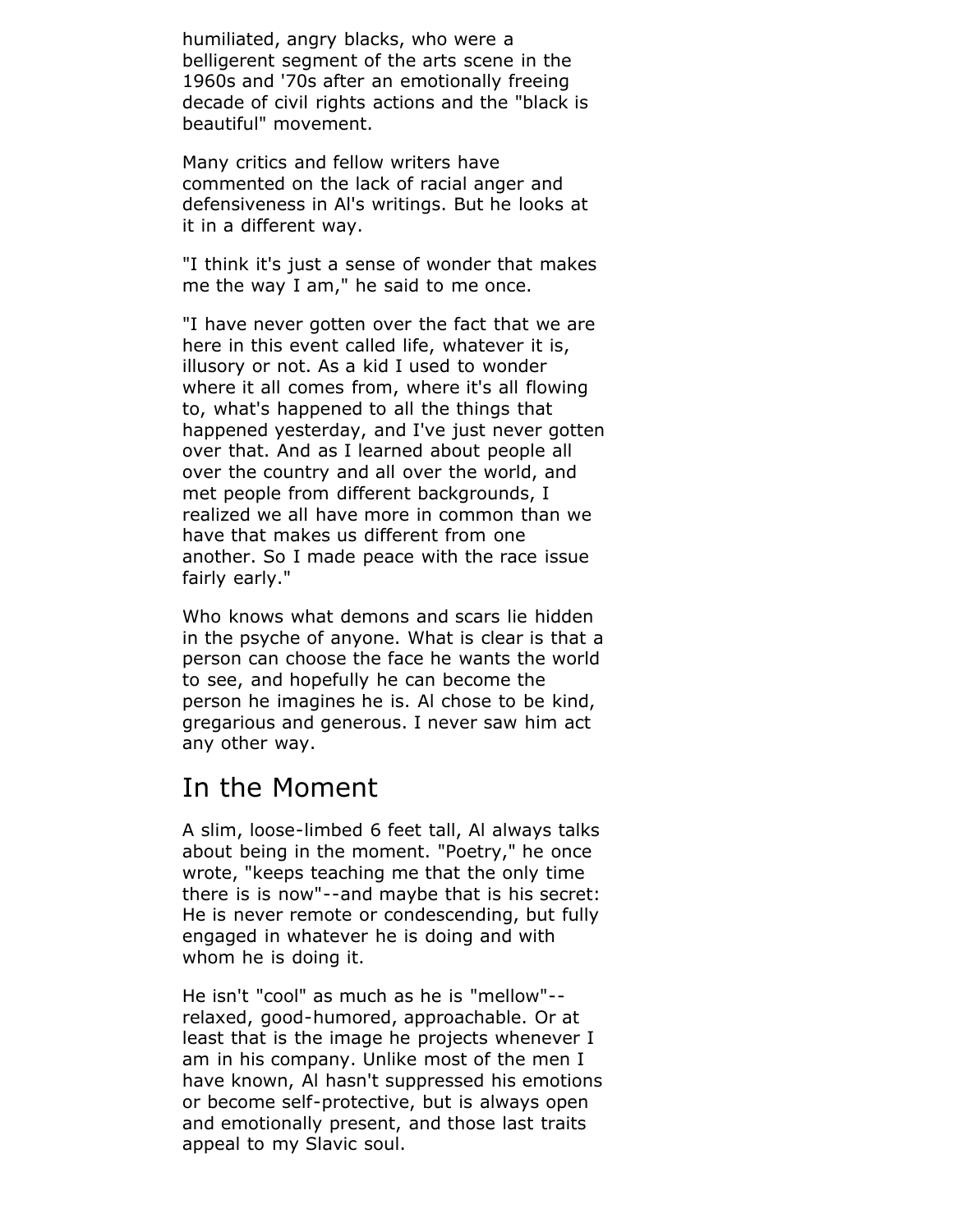humiliated, angry blacks, who were a belligerent segment of the arts scene in the 1960s and '70s after an emotionally freeing decade of civil rights actions and the "black is beautiful" movement.

Many critics and fellow writers have commented on the lack of racial anger and defensiveness in Al's writings. But he looks at it in a different way.

"I think it's just a sense of wonder that makes me the way I am," he said to me once.

"I have never gotten over the fact that we are here in this event called life, whatever it is, illusory or not. As a kid I used to wonder where it all comes from, where it's all flowing to, what's happened to all the things that happened yesterday, and I've just never gotten over that. And as I learned about people all over the country and all over the world, and met people from different backgrounds, I realized we all have more in common than we have that makes us different from one another. So I made peace with the race issue fairly early."

Who knows what demons and scars lie hidden in the psyche of anyone. What is clear is that a person can choose the face he wants the world to see, and hopefully he can become the person he imagines he is. Al chose to be kind, gregarious and generous. I never saw him act any other way.

## In the Moment

A slim, loose-limbed 6 feet tall, Al always talks about being in the moment. "Poetry," he once wrote, "keeps teaching me that the only time there is is now"--and maybe that is his secret: He is never remote or condescending, but fully engaged in whatever he is doing and with whom he is doing it.

He isn't "cool" as much as he is "mellow"--relaxed, good-humored, approachable. Or at least that is the image he projects whenever I am in his company. Unlike most of the men I have known, Al hasn't suppressed his emotions or become self-protective, but is always open and emotionally present, and those last traits appeal to my Slavic soul.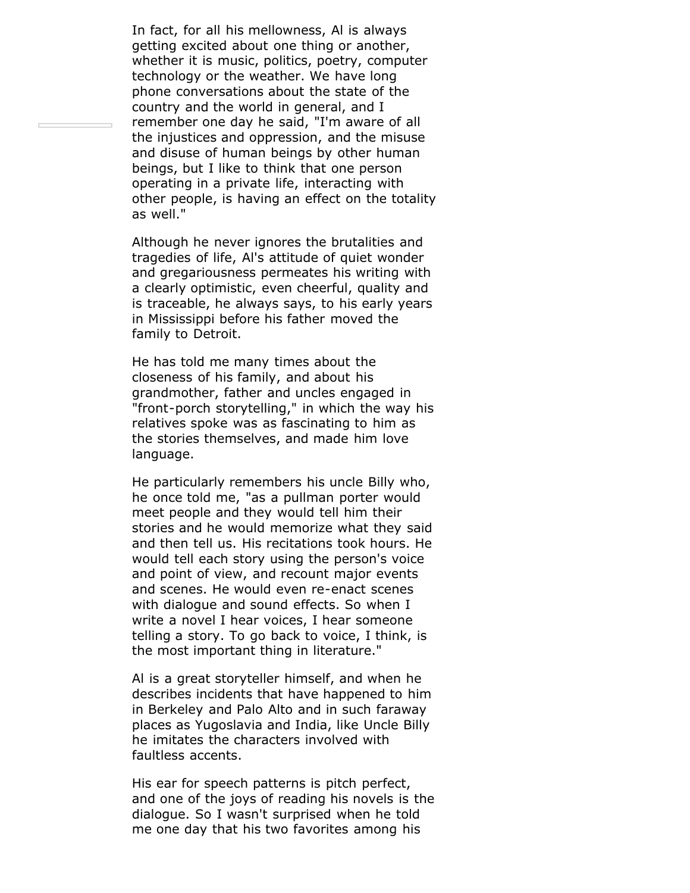In fact, for all his mellowness, Al is always getting excited about one thing or another, whether it is music, politics, poetry, computer technology or the weather. We have long phone conversations about the state of the country and the world in general, and I remember one day he said, "I'm aware of all the injustices and oppression, and the misuse and disuse of human beings by other human beings, but I like to think that one person operating in a private life, interacting with other people, is having an effect on the totality as well."

Although he never ignores the brutalities and tragedies of life, Al's attitude of quiet wonder and gregariousness permeates his writing with a clearly optimistic, even cheerful, quality and is traceable, he always says, to his early years in Mississippi before his father moved the family to Detroit.

He has told me many times about the closeness of his family, and about his grandmother, father and uncles engaged in "front-porch storytelling," in which the way his relatives spoke was as fascinating to him as the stories themselves, and made him love language.

He particularly remembers his uncle Billy who, he once told me, "as a pullman porter would meet people and they would tell him their stories and he would memorize what they said and then tell us. His recitations took hours. He would tell each story using the person's voice and point of view, and recount major events and scenes. He would even re-enact scenes with dialogue and sound effects. So when I write a novel I hear voices, I hear someone telling a story. To go back to voice, I think, is the most important thing in literature."

Al is a great storyteller himself, and when he describes incidents that have happened to him in Berkeley and Palo Alto and in such faraway places as Yugoslavia and India, like Uncle Billy he imitates the characters involved with faultless accents.

His ear for speech patterns is pitch perfect, and one of the joys of reading his novels is the dialogue. So I wasn't surprised when he told me one day that his two favorites among his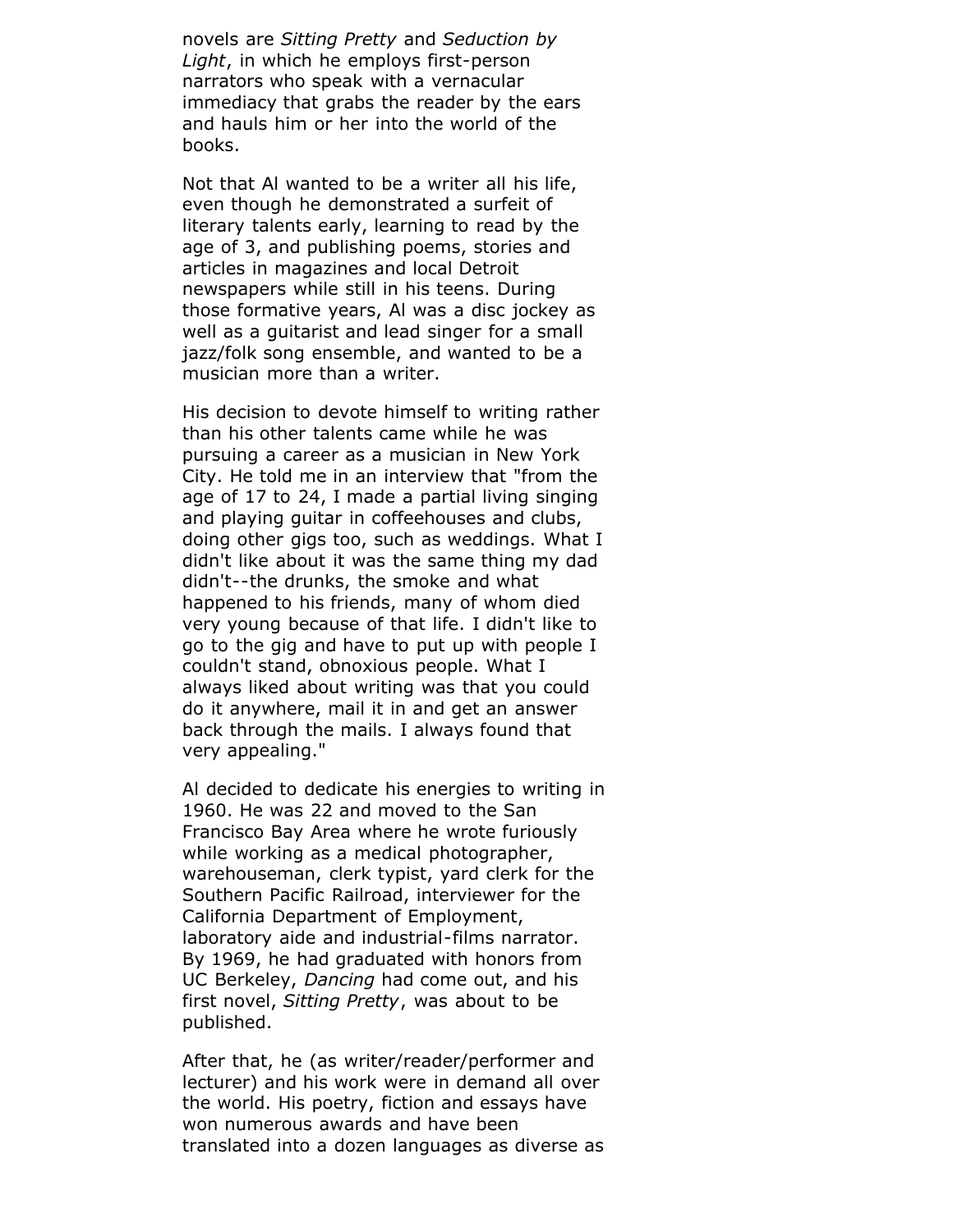novels are *Sitting Pretty* and *Seduction by Light*, in which he employs first-person narrators who speak with a vernacular immediacy that grabs the reader by the ears and hauls him or her into the world of the books.

Not that Al wanted to be a writer all his life, even though he demonstrated a surfeit of literary talents early, learning to read by the age of 3, and publishing poems, stories and articles in magazines and local Detroit newspapers while still in his teens. During those formative years, Al was a disc jockey as well as a guitarist and lead singer for a small jazz/folk song ensemble, and wanted to be a musician more than a writer.

His decision to devote himself to writing rather than his other talents came while he was pursuing a career as a musician in New York City. He told me in an interview that "from the age of 17 to 24, I made a partial living singing and playing guitar in coffeehouses and clubs, doing other gigs too, such as weddings. What I didn't like about it was the same thing my dad didn't--the drunks, the smoke and what happened to his friends, many of whom died very young because of that life. I didn't like to go to the gig and have to put up with people I couldn't stand, obnoxious people. What I always liked about writing was that you could do it anywhere, mail it in and get an answer back through the mails. I always found that very appealing."

Al decided to dedicate his energies to writing in 1960. He was 22 and moved to the San Francisco Bay Area where he wrote furiously while working as a medical photographer, warehouseman, clerk typist, yard clerk for the Southern Pacific Railroad, interviewer for the California Department of Employment, laboratory aide and industrial-films narrator. By 1969, he had graduated with honors from UC Berkeley, *Dancing* had come out, and his first novel, *Sitting Pretty*, was about to be published.

After that, he (as writer/reader/performer and lecturer) and his work were in demand all over the world. His poetry, fiction and essays have won numerous awards and have been translated into a dozen languages as diverse as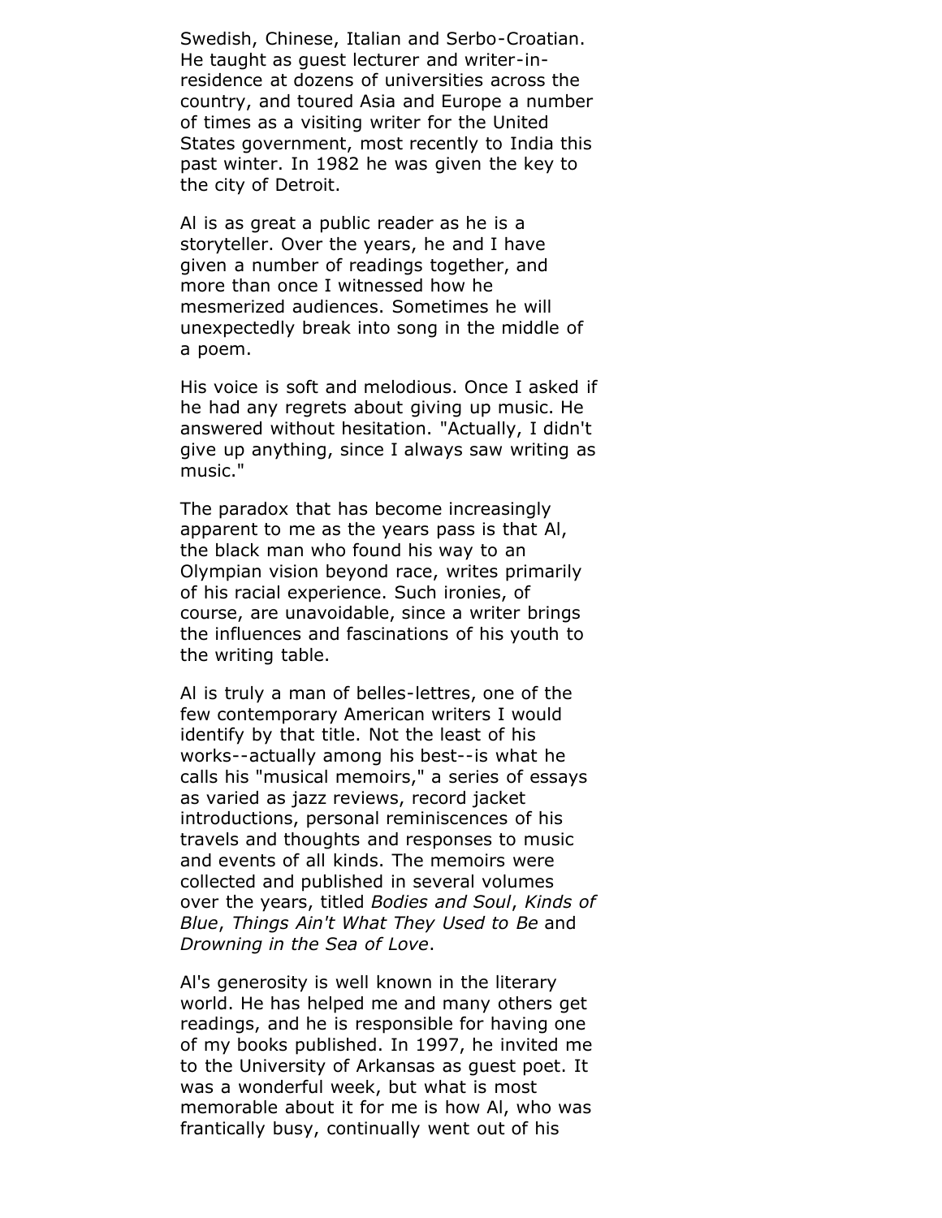Swedish, Chinese, Italian and Serbo-Croatian. He taught as guest lecturer and writer-in-residence at dozens of universities across the country, and toured Asia and Europe a number of times as a visiting writer for the United States government, most recently to India this past winter. In 1982 he was given the key to the city of Detroit.

Al is as great a public reader as he is a storyteller. Over the years, he and I have given a number of readings together, and more than once I witnessed how he mesmerized audiences. Sometimes he will unexpectedly break into song in the middle of a poem.

His voice is soft and melodious. Once I asked if he had any regrets about giving up music. He answered without hesitation. "Actually, I didn't give up anything, since I always saw writing as music."

The paradox that has become increasingly apparent to me as the years pass is that Al, the black man who found his way to an Olympian vision beyond race, writes primarily of his racial experience. Such ironies, of course, are unavoidable, since a writer brings the influences and fascinations of his youth to the writing table.

Al is truly a man of belles-lettres, one of the few contemporary American writers I would identify by that title. Not the least of his works--actually among his best--is what he calls his "musical memoirs," a series of essays as varied as jazz reviews, record jacket introductions, personal reminiscences of his travels and thoughts and responses to music and events of all kinds. The memoirs were collected and published in several volumes over the years, titled *Bodies and Soul*, *Kinds of Blue*, *Things Ain't What They Used to Be* and *Drowning in the Sea of Love*.

Al's generosity is well known in the literary world. He has helped me and many others get readings, and he is responsible for having one of my books published. In 1997, he invited me to the University of Arkansas as guest poet. It was a wonderful week, but what is most memorable about it for me is how Al, who was frantically busy, continually went out of his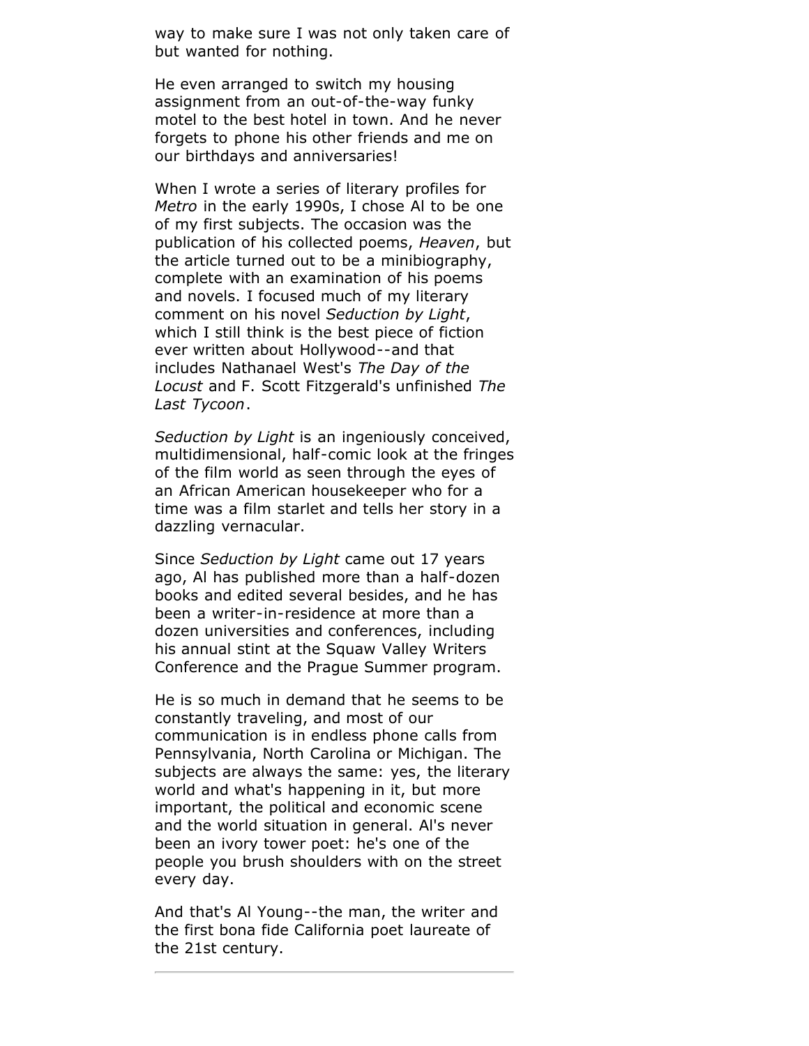way to make sure I was not only taken care of but wanted for nothing.

He even arranged to switch my housing assignment from an out-of-the-way funky motel to the best hotel in town. And he never forgets to phone his other friends and me on our birthdays and anniversaries!

When I wrote a series of literary profiles for *Metro* in the early 1990s, I chose Al to be one of my first subjects. The occasion was the publication of his collected poems, *Heaven*, but the article turned out to be a minibiography, complete with an examination of his poems and novels. I focused much of my literary comment on his novel *Seduction by Light*, which I still think is the best piece of fiction ever written about Hollywood--and that includes Nathanael West's *The Day of the Locust* and F. Scott Fitzgerald's unfinished *The Last Tycoon*.

*Seduction by Light* is an ingeniously conceived, multidimensional, half-comic look at the fringes of the film world as seen through the eyes of an African American housekeeper who for a time was a film starlet and tells her story in a dazzling vernacular.

Since *Seduction by Light* came out 17 years ago, Al has published more than a half-dozen books and edited several besides, and he has been a writer-in-residence at more than a dozen universities and conferences, including his annual stint at the Squaw Valley Writers Conference and the Prague Summer program.

He is so much in demand that he seems to be constantly traveling, and most of our communication is in endless phone calls from Pennsylvania, North Carolina or Michigan. The subjects are always the same: yes, the literary world and what's happening in it, but more important, the political and economic scene and the world situation in general. Al's never been an ivory tower poet: he's one of the people you brush shoulders with on the street every day.

And that's Al Young--the man, the writer and the first bona fide California poet laureate of the 21st century.

---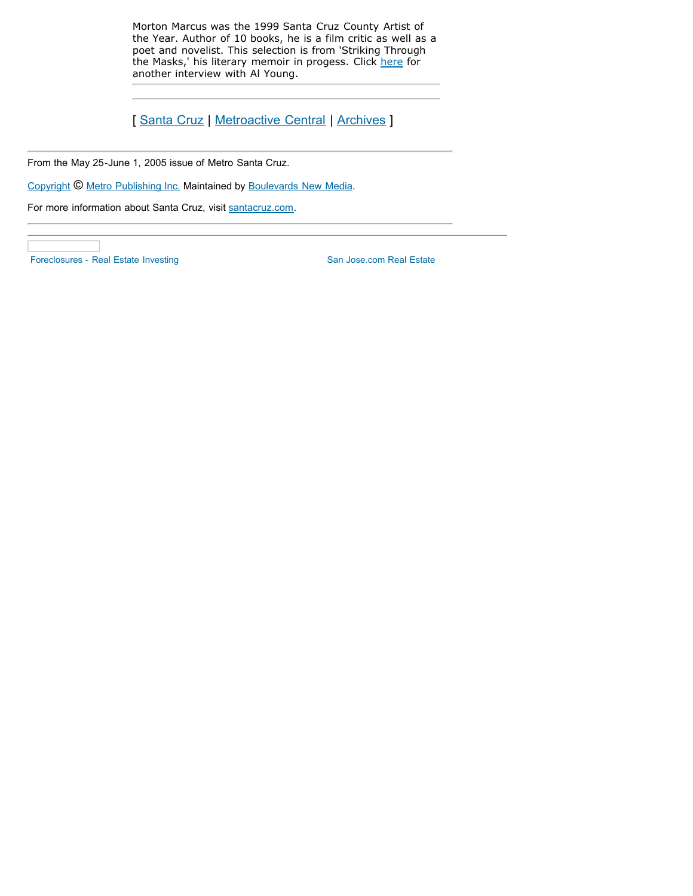Morton Marcus was the 1999 Santa Cruz County Artist of the Year. Author of 10 books, he is a film critic as well as a poet and novelist. This selection is from 'Striking Through the Masks,' his literary memoir in progess. Click here for another interview with Al Young.

---

[ Santa Cruz | Metroactive Central | Archives ]

---

From the May 25-June 1, 2005 issue of Metro Santa Cruz.

Copyright © Metro Publishing Inc. Maintained by Boulevards New Media.

For more information about Santa Cruz, visit santacruz.com.

---

Foreclosures - Real Estate Investing

San Jose.com Real Estate